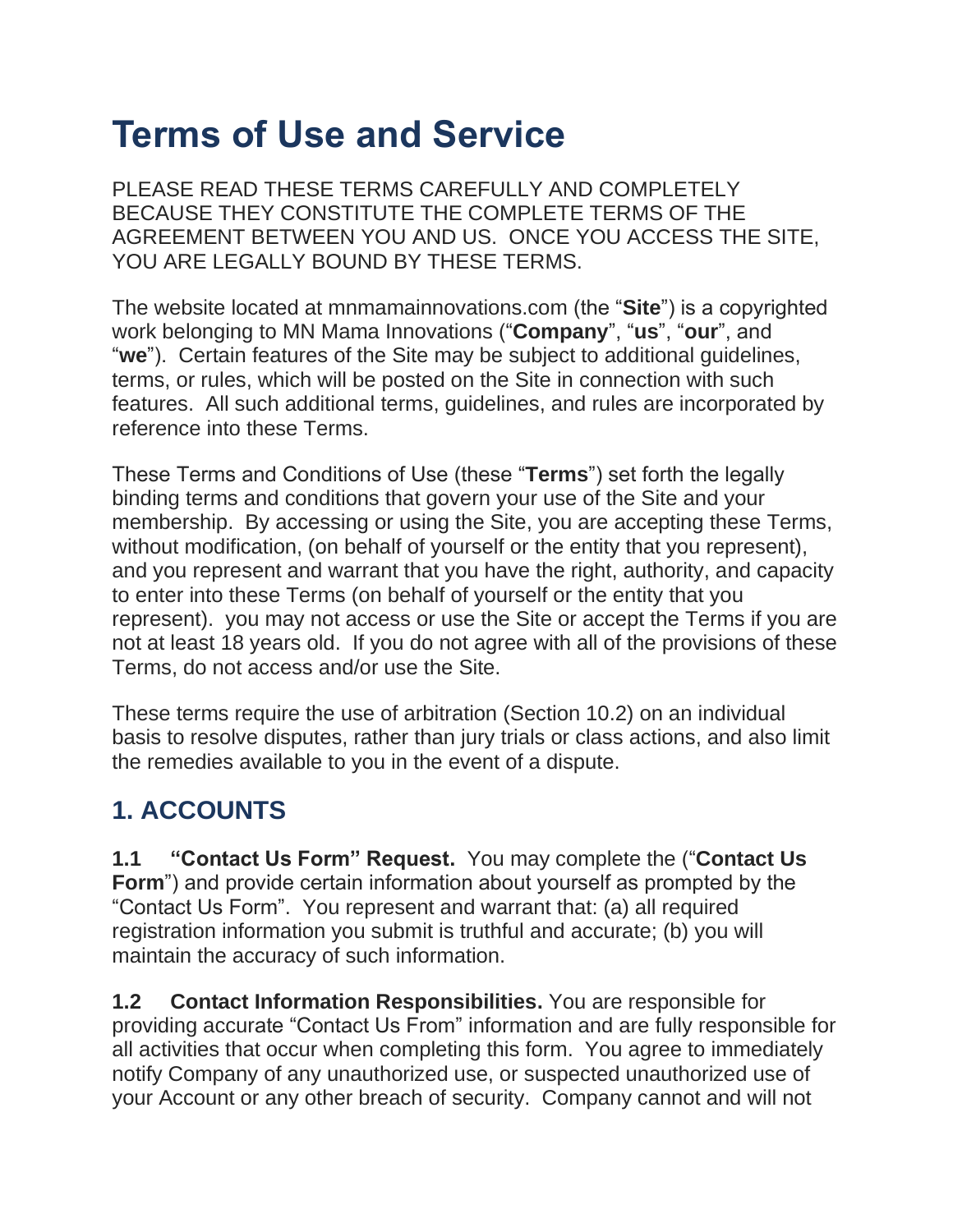# Terms of Use and Service

PLEASE READ THESE TERMS CAREFULLY AND COMPLETELY BECAUSE THEY CONSTITUTE THE COMPLETE TERMS OF THE AGREEMENT BETWEEN YOU AND US. ONCE YOU ACCESS THE SITE, YOU ARE LEGALLY BOUND BY THESE TERMS.

The website located at mnmamainnovations.com (the "**Site**") is a copyrighted work belonging to MN Mama Innovations ("**Company**", "**us**", "**our**", and "**we**"). Certain features of the Site may be subject to additional guidelines, terms, or rules, which will be posted on the Site in connection with such features. All such additional terms, guidelines, and rules are incorporated by reference into these Terms.

These Terms and Conditions of Use (these "**Terms**") set forth the legally binding terms and conditions that govern your use of the Site and your membership. By accessing or using the Site, you are accepting these Terms, without modification, (on behalf of yourself or the entity that you represent), and you represent and warrant that you have the right, authority, and capacity to enter into these Terms (on behalf of yourself or the entity that you represent). you may not access or use the Site or accept the Terms if you are not at least 18 years old. If you do not agree with all of the provisions of these Terms, do not access and/or use the Site.

These terms require the use of arbitration (Section 10.2) on an individual basis to resolve disputes, rather than jury trials or class actions, and also limit the remedies available to you in the event of a dispute.

## 1. ACCOUNTS

**1.1 "Contact Us Form" Request.** You may complete the ("**Contact Us Form**") and provide certain information about yourself as prompted by the "Contact Us Form". You represent and warrant that: (a) all required registration information you submit is truthful and accurate; (b) you will maintain the accuracy of such information.

**1.2 Contact Information Responsibilities.** You are responsible for providing accurate "Contact Us From" information and are fully responsible for all activities that occur when completing this form. You agree to immediately notify Company of any unauthorized use, or suspected unauthorized use of your Account or any other breach of security. Company cannot and will not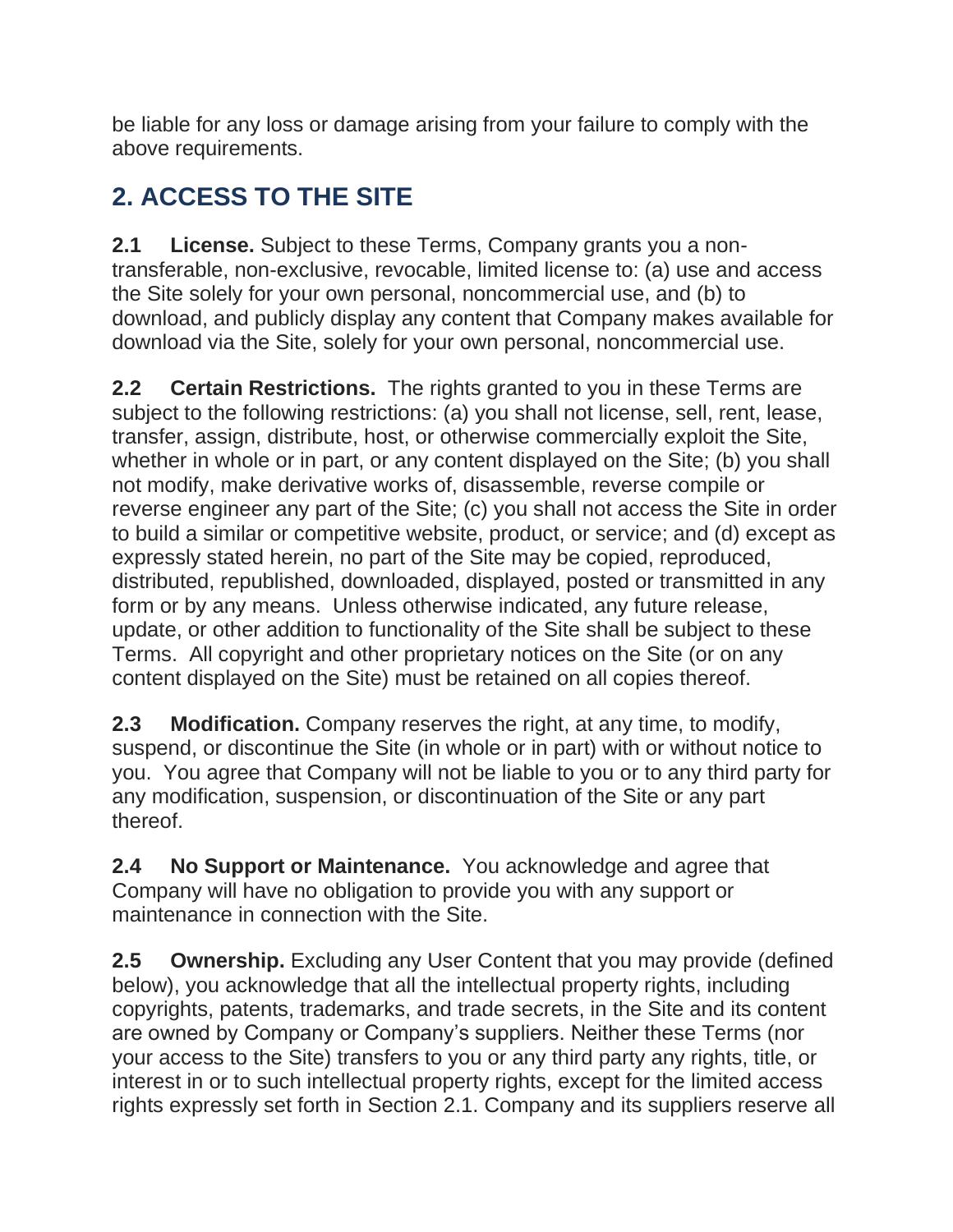be liable for any loss or damage arising from your failure to comply with the above requirements.

## 2. ACCESS TO THE SITE

**2.1 License.** Subject to these Terms, Company grants you a non-transferable, non-exclusive, revocable, limited license to: (a) use and access the Site solely for your own personal, noncommercial use, and (b) to download, and publicly display any content that Company makes available for download via the Site, solely for your own personal, noncommercial use.

**2.2 Certain Restrictions.** The rights granted to you in these Terms are subject to the following restrictions: (a) you shall not license, sell, rent, lease, transfer, assign, distribute, host, or otherwise commercially exploit the Site, whether in whole or in part, or any content displayed on the Site; (b) you shall not modify, make derivative works of, disassemble, reverse compile or reverse engineer any part of the Site; (c) you shall not access the Site in order to build a similar or competitive website, product, or service; and (d) except as expressly stated herein, no part of the Site may be copied, reproduced, distributed, republished, downloaded, displayed, posted or transmitted in any form or by any means. Unless otherwise indicated, any future release, update, or other addition to functionality of the Site shall be subject to these Terms. All copyright and other proprietary notices on the Site (or on any content displayed on the Site) must be retained on all copies thereof.

**2.3 Modification.** Company reserves the right, at any time, to modify, suspend, or discontinue the Site (in whole or in part) with or without notice to you. You agree that Company will not be liable to you or to any third party for any modification, suspension, or discontinuation of the Site or any part thereof.

**2.4 No Support or Maintenance.** You acknowledge and agree that Company will have no obligation to provide you with any support or maintenance in connection with the Site.

**2.5 Ownership.** Excluding any User Content that you may provide (defined below), you acknowledge that all the intellectual property rights, including copyrights, patents, trademarks, and trade secrets, in the Site and its content are owned by Company or Company's suppliers. Neither these Terms (nor your access to the Site) transfers to you or any third party any rights, title, or interest in or to such intellectual property rights, except for the limited access rights expressly set forth in Section 2.1. Company and its suppliers reserve all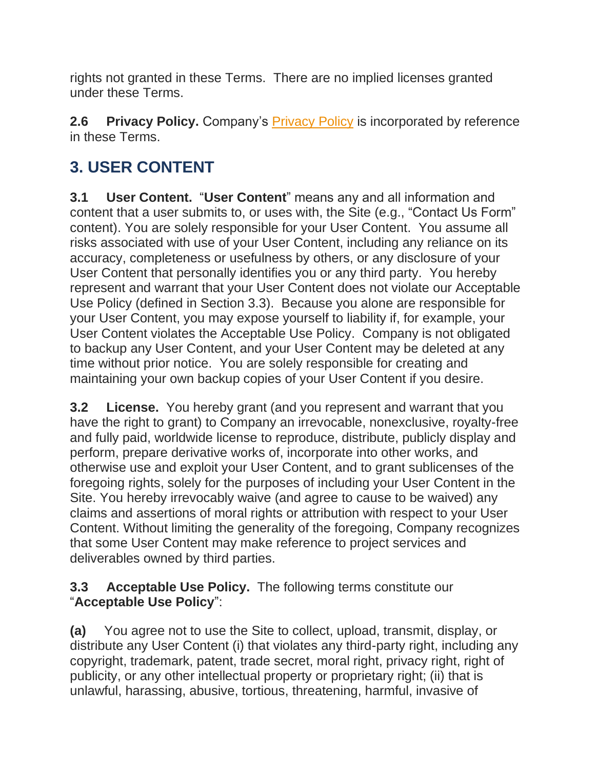rights not granted in these Terms.  There are no implied licenses granted under these Terms.

**2.6 Privacy Policy.** Company's [Privacy Policy] is incorporated by reference in these Terms.

## 3. USER CONTENT

**3.1 User Content.** "**User Content**" means any and all information and content that a user submits to, or uses with, the Site (e.g., "Contact Us Form" content). You are solely responsible for your User Content.  You assume all risks associated with use of your User Content, including any reliance on its accuracy, completeness or usefulness by others, or any disclosure of your User Content that personally identifies you or any third party.  You hereby represent and warrant that your User Content does not violate our Acceptable Use Policy (defined in Section 3.3).  Because you alone are responsible for your User Content, you may expose yourself to liability if, for example, your User Content violates the Acceptable Use Policy.  Company is not obligated to backup any User Content, and your User Content may be deleted at any time without prior notice.  You are solely responsible for creating and maintaining your own backup copies of your User Content if you desire.

**3.2 License.** You hereby grant (and you represent and warrant that you have the right to grant) to Company an irrevocable, nonexclusive, royalty-free and fully paid, worldwide license to reproduce, distribute, publicly display and perform, prepare derivative works of, incorporate into other works, and otherwise use and exploit your User Content, and to grant sublicenses of the foregoing rights, solely for the purposes of including your User Content in the Site. You hereby irrevocably waive (and agree to cause to be waived) any claims and assertions of moral rights or attribution with respect to your User Content. Without limiting the generality of the foregoing, Company recognizes that some User Content may make reference to project services and deliverables owned by third parties.

**3.3 Acceptable Use Policy.** The following terms constitute our "**Acceptable Use Policy**":

**(a)** You agree not to use the Site to collect, upload, transmit, display, or distribute any User Content (i) that violates any third-party right, including any copyright, trademark, patent, trade secret, moral right, privacy right, right of publicity, or any other intellectual property or proprietary right; (ii) that is unlawful, harassing, abusive, tortious, threatening, harmful, invasive of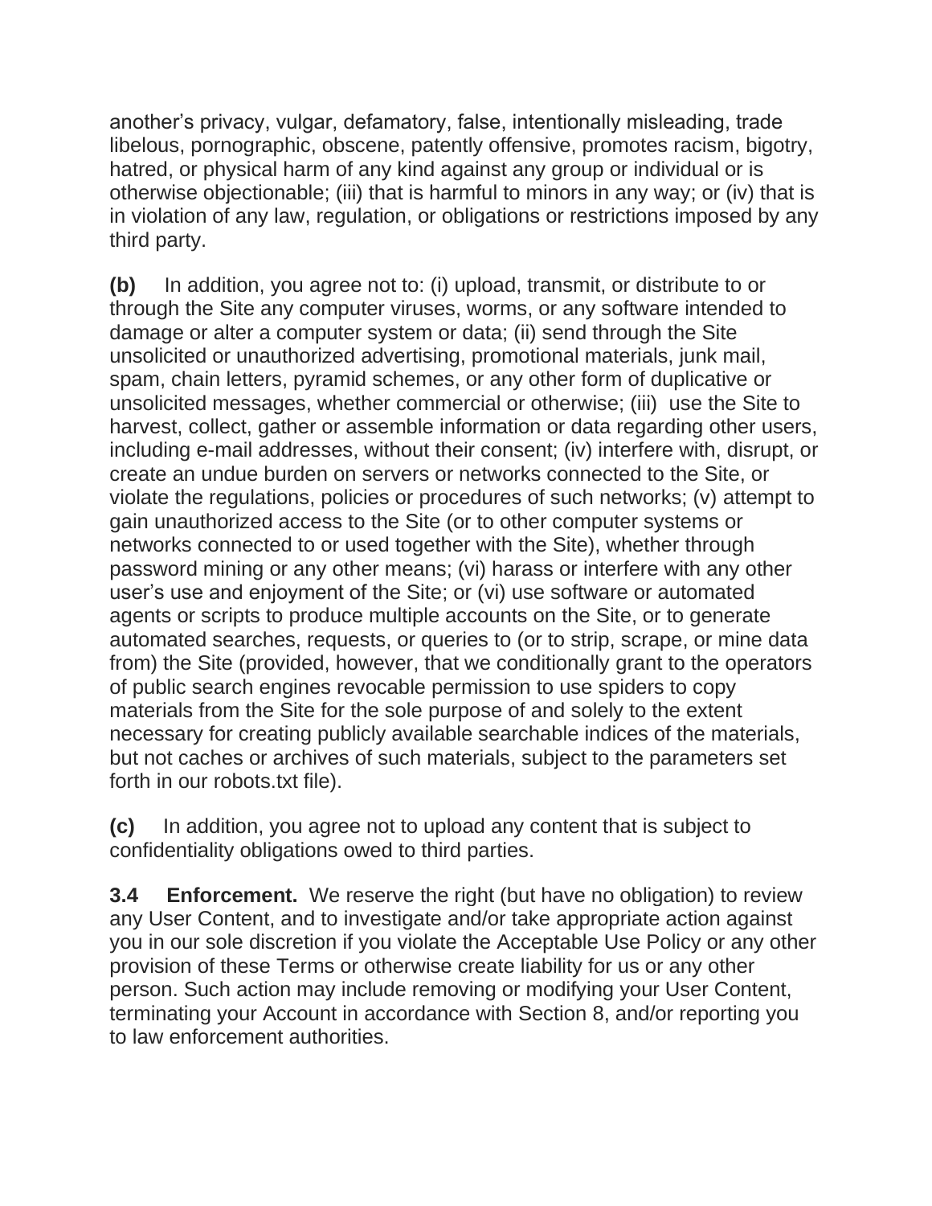another's privacy, vulgar, defamatory, false, intentionally misleading, trade libelous, pornographic, obscene, patently offensive, promotes racism, bigotry, hatred, or physical harm of any kind against any group or individual or is otherwise objectionable; (iii) that is harmful to minors in any way; or (iv) that is in violation of any law, regulation, or obligations or restrictions imposed by any third party.

**(b)** In addition, you agree not to: (i) upload, transmit, or distribute to or through the Site any computer viruses, worms, or any software intended to damage or alter a computer system or data; (ii) send through the Site unsolicited or unauthorized advertising, promotional materials, junk mail, spam, chain letters, pyramid schemes, or any other form of duplicative or unsolicited messages, whether commercial or otherwise; (iii) use the Site to harvest, collect, gather or assemble information or data regarding other users, including e-mail addresses, without their consent; (iv) interfere with, disrupt, or create an undue burden on servers or networks connected to the Site, or violate the regulations, policies or procedures of such networks; (v) attempt to gain unauthorized access to the Site (or to other computer systems or networks connected to or used together with the Site), whether through password mining or any other means; (vi) harass or interfere with any other user's use and enjoyment of the Site; or (vi) use software or automated agents or scripts to produce multiple accounts on the Site, or to generate automated searches, requests, or queries to (or to strip, scrape, or mine data from) the Site (provided, however, that we conditionally grant to the operators of public search engines revocable permission to use spiders to copy materials from the Site for the sole purpose of and solely to the extent necessary for creating publicly available searchable indices of the materials, but not caches or archives of such materials, subject to the parameters set forth in our robots.txt file).

**(c)** In addition, you agree not to upload any content that is subject to confidentiality obligations owed to third parties.

**3.4 Enforcement.** We reserve the right (but have no obligation) to review any User Content, and to investigate and/or take appropriate action against you in our sole discretion if you violate the Acceptable Use Policy or any other provision of these Terms or otherwise create liability for us or any other person. Such action may include removing or modifying your User Content, terminating your Account in accordance with Section 8, and/or reporting you to law enforcement authorities.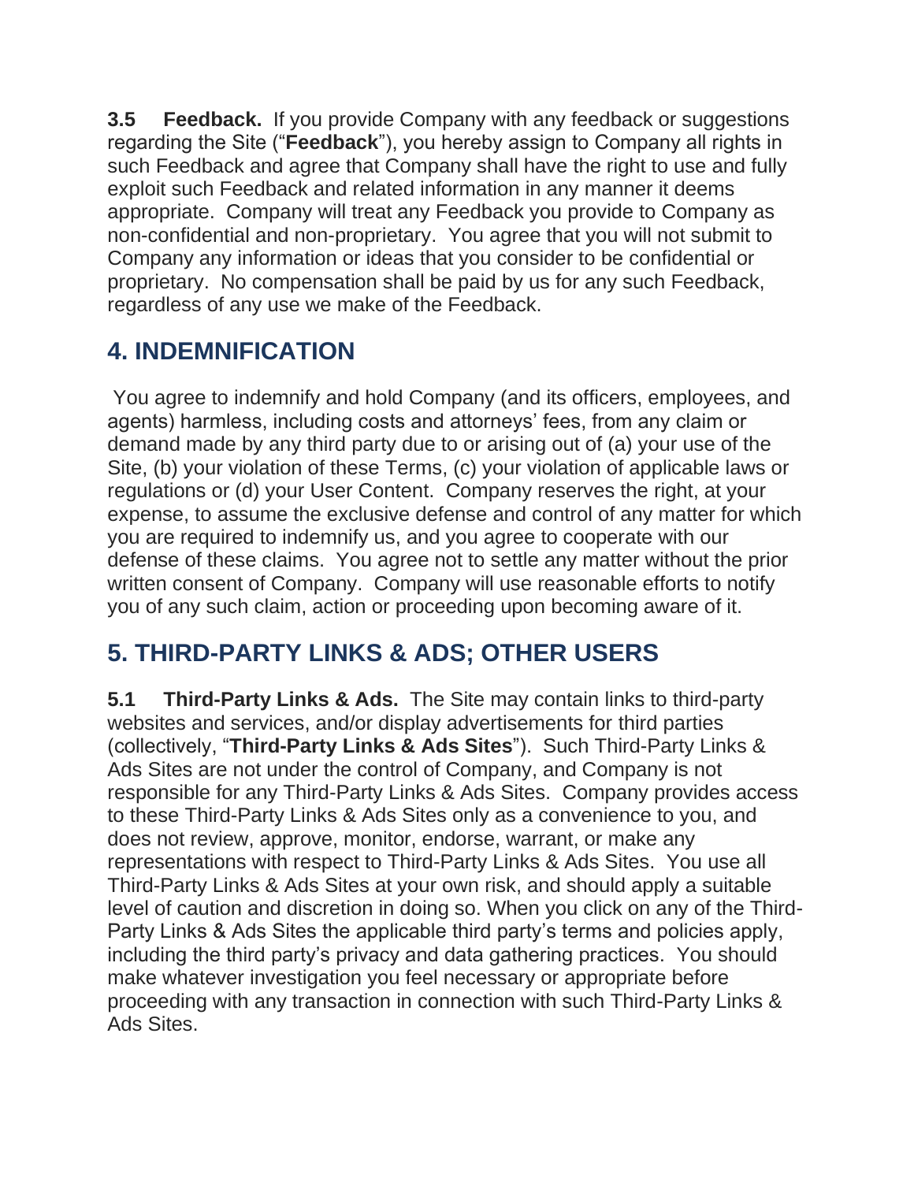**3.5 Feedback.** If you provide Company with any feedback or suggestions regarding the Site ("**Feedback**"), you hereby assign to Company all rights in such Feedback and agree that Company shall have the right to use and fully exploit such Feedback and related information in any manner it deems appropriate. Company will treat any Feedback you provide to Company as non-confidential and non-proprietary. You agree that you will not submit to Company any information or ideas that you consider to be confidential or proprietary. No compensation shall be paid by us for any such Feedback, regardless of any use we make of the Feedback.

## 4. INDEMNIFICATION

You agree to indemnify and hold Company (and its officers, employees, and agents) harmless, including costs and attorneys' fees, from any claim or demand made by any third party due to or arising out of (a) your use of the Site, (b) your violation of these Terms, (c) your violation of applicable laws or regulations or (d) your User Content. Company reserves the right, at your expense, to assume the exclusive defense and control of any matter for which you are required to indemnify us, and you agree to cooperate with our defense of these claims. You agree not to settle any matter without the prior written consent of Company. Company will use reasonable efforts to notify you of any such claim, action or proceeding upon becoming aware of it.

## 5. THIRD-PARTY LINKS & ADS; OTHER USERS

**5.1 Third-Party Links & Ads.** The Site may contain links to third-party websites and services, and/or display advertisements for third parties (collectively, "**Third-Party Links & Ads Sites**"). Such Third-Party Links & Ads Sites are not under the control of Company, and Company is not responsible for any Third-Party Links & Ads Sites. Company provides access to these Third-Party Links & Ads Sites only as a convenience to you, and does not review, approve, monitor, endorse, warrant, or make any representations with respect to Third-Party Links & Ads Sites. You use all Third-Party Links & Ads Sites at your own risk, and should apply a suitable level of caution and discretion in doing so. When you click on any of the Third-Party Links & Ads Sites the applicable third party's terms and policies apply, including the third party's privacy and data gathering practices. You should make whatever investigation you feel necessary or appropriate before proceeding with any transaction in connection with such Third-Party Links & Ads Sites.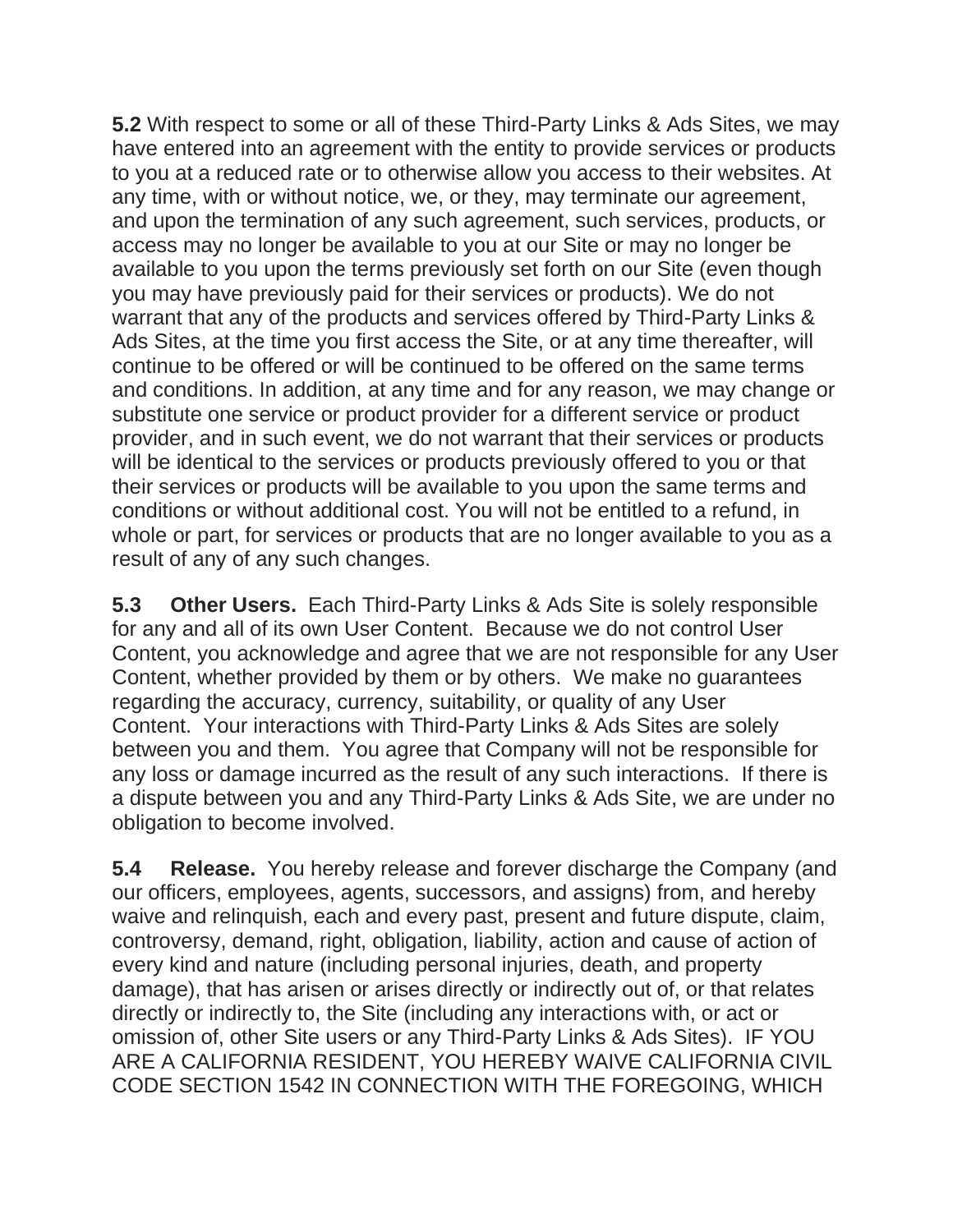**5.2** With respect to some or all of these Third-Party Links & Ads Sites, we may have entered into an agreement with the entity to provide services or products to you at a reduced rate or to otherwise allow you access to their websites. At any time, with or without notice, we, or they, may terminate our agreement, and upon the termination of any such agreement, such services, products, or access may no longer be available to you at our Site or may no longer be available to you upon the terms previously set forth on our Site (even though you may have previously paid for their services or products). We do not warrant that any of the products and services offered by Third-Party Links & Ads Sites, at the time you first access the Site, or at any time thereafter, will continue to be offered or will be continued to be offered on the same terms and conditions. In addition, at any time and for any reason, we may change or substitute one service or product provider for a different service or product provider, and in such event, we do not warrant that their services or products will be identical to the services or products previously offered to you or that their services or products will be available to you upon the same terms and conditions or without additional cost. You will not be entitled to a refund, in whole or part, for services or products that are no longer available to you as a result of any of any such changes.

**5.3 Other Users.** Each Third-Party Links & Ads Site is solely responsible for any and all of its own User Content. Because we do not control User Content, you acknowledge and agree that we are not responsible for any User Content, whether provided by them or by others. We make no guarantees regarding the accuracy, currency, suitability, or quality of any User Content. Your interactions with Third-Party Links & Ads Sites are solely between you and them. You agree that Company will not be responsible for any loss or damage incurred as the result of any such interactions. If there is a dispute between you and any Third-Party Links & Ads Site, we are under no obligation to become involved.

**5.4 Release.** You hereby release and forever discharge the Company (and our officers, employees, agents, successors, and assigns) from, and hereby waive and relinquish, each and every past, present and future dispute, claim, controversy, demand, right, obligation, liability, action and cause of action of every kind and nature (including personal injuries, death, and property damage), that has arisen or arises directly or indirectly out of, or that relates directly or indirectly to, the Site (including any interactions with, or act or omission of, other Site users or any Third-Party Links & Ads Sites). IF YOU ARE A CALIFORNIA RESIDENT, YOU HEREBY WAIVE CALIFORNIA CIVIL CODE SECTION 1542 IN CONNECTION WITH THE FOREGOING, WHICH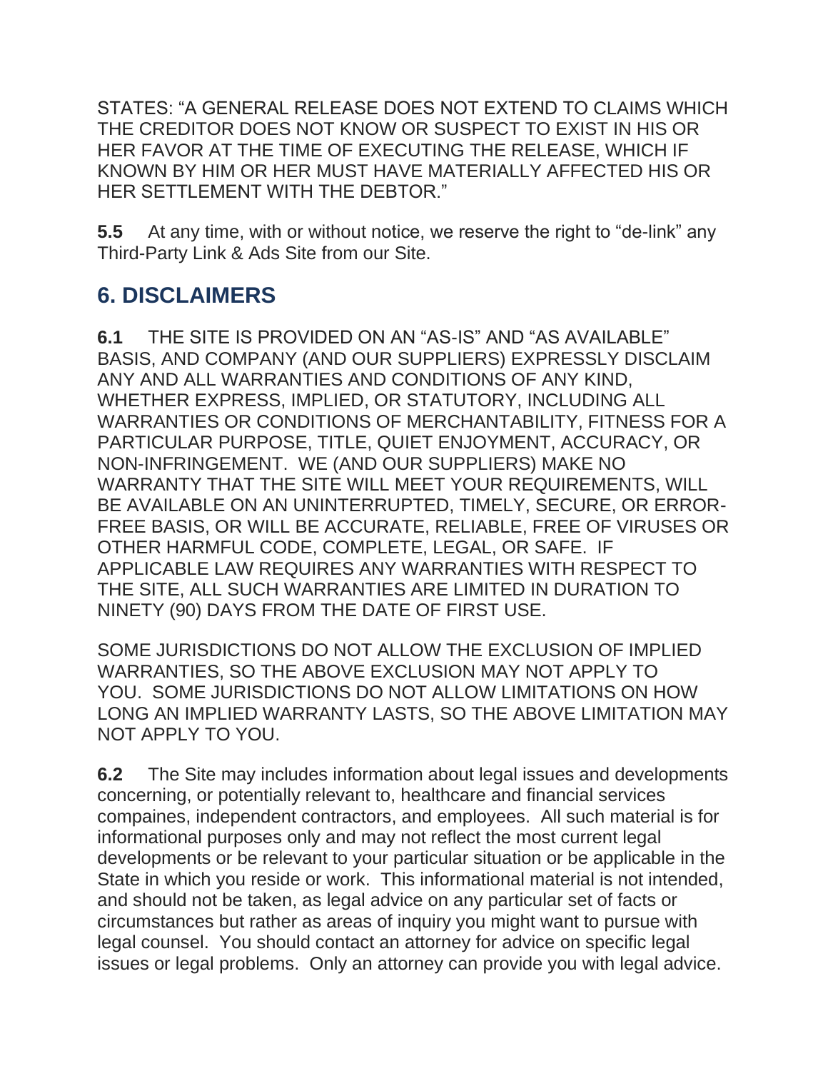STATES: “A GENERAL RELEASE DOES NOT EXTEND TO CLAIMS WHICH THE CREDITOR DOES NOT KNOW OR SUSPECT TO EXIST IN HIS OR HER FAVOR AT THE TIME OF EXECUTING THE RELEASE, WHICH IF KNOWN BY HIM OR HER MUST HAVE MATERIALLY AFFECTED HIS OR HER SETTLEMENT WITH THE DEBTOR.”

**5.5** At any time, with or without notice, we reserve the right to “de-link” any Third-Party Link & Ads Site from our Site.

## 6. DISCLAIMERS

**6.1** THE SITE IS PROVIDED ON AN “AS-IS” AND “AS AVAILABLE” BASIS, AND COMPANY (AND OUR SUPPLIERS) EXPRESSLY DISCLAIM ANY AND ALL WARRANTIES AND CONDITIONS OF ANY KIND, WHETHER EXPRESS, IMPLIED, OR STATUTORY, INCLUDING ALL WARRANTIES OR CONDITIONS OF MERCHANTABILITY, FITNESS FOR A PARTICULAR PURPOSE, TITLE, QUIET ENJOYMENT, ACCURACY, OR NON-INFRINGEMENT. WE (AND OUR SUPPLIERS) MAKE NO WARRANTY THAT THE SITE WILL MEET YOUR REQUIREMENTS, WILL BE AVAILABLE ON AN UNINTERRUPTED, TIMELY, SECURE, OR ERROR-FREE BASIS, OR WILL BE ACCURATE, RELIABLE, FREE OF VIRUSES OR OTHER HARMFUL CODE, COMPLETE, LEGAL, OR SAFE. IF APPLICABLE LAW REQUIRES ANY WARRANTIES WITH RESPECT TO THE SITE, ALL SUCH WARRANTIES ARE LIMITED IN DURATION TO NINETY (90) DAYS FROM THE DATE OF FIRST USE.

SOME JURISDICTIONS DO NOT ALLOW THE EXCLUSION OF IMPLIED WARRANTIES, SO THE ABOVE EXCLUSION MAY NOT APPLY TO YOU. SOME JURISDICTIONS DO NOT ALLOW LIMITATIONS ON HOW LONG AN IMPLIED WARRANTY LASTS, SO THE ABOVE LIMITATION MAY NOT APPLY TO YOU.

**6.2** The Site may includes information about legal issues and developments concerning, or potentially relevant to, healthcare and financial services compaines, independent contractors, and employees. All such material is for informational purposes only and may not reflect the most current legal developments or be relevant to your particular situation or be applicable in the State in which you reside or work. This informational material is not intended, and should not be taken, as legal advice on any particular set of facts or circumstances but rather as areas of inquiry you might want to pursue with legal counsel. You should contact an attorney for advice on specific legal issues or legal problems. Only an attorney can provide you with legal advice.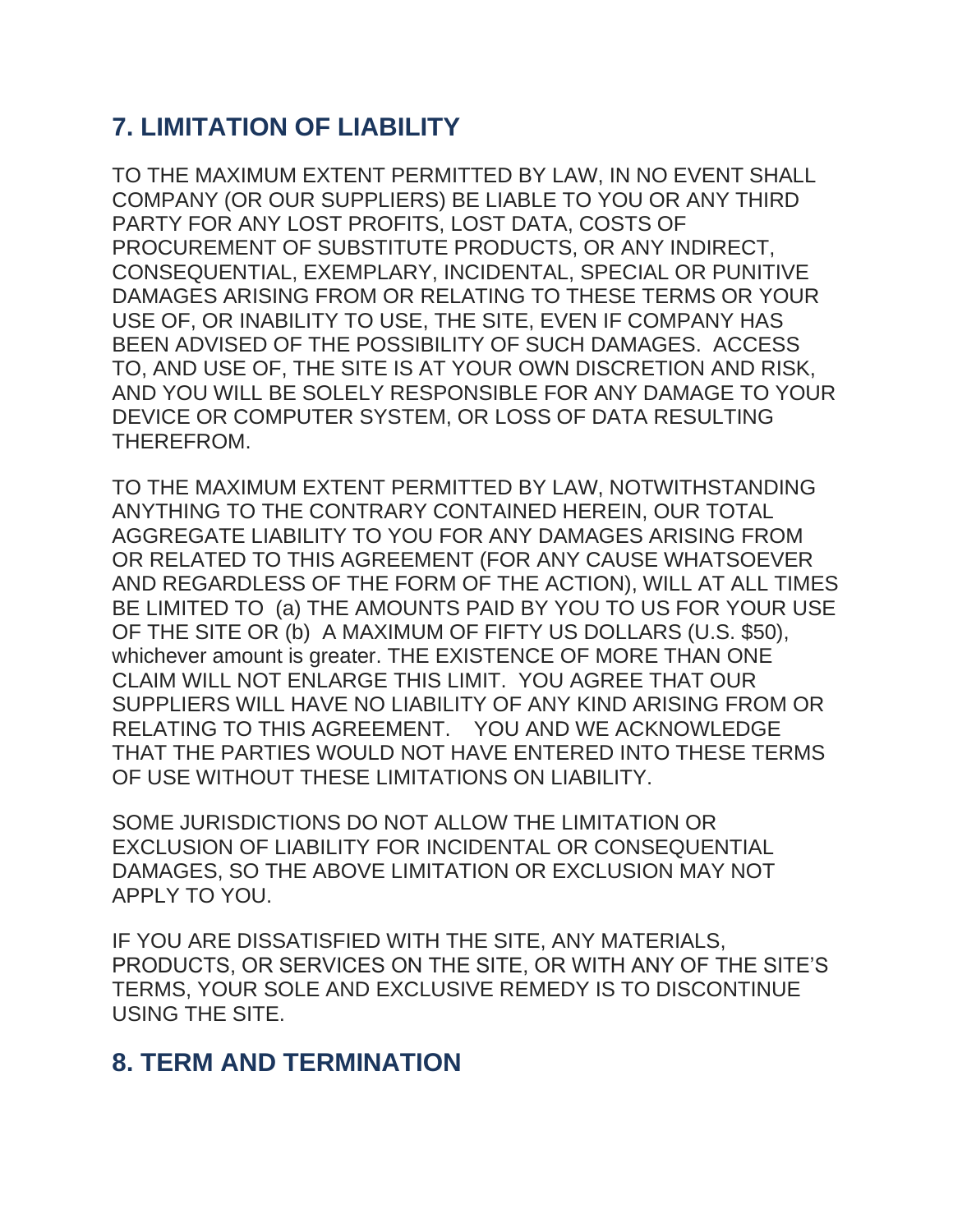## 7. LIMITATION OF LIABILITY

TO THE MAXIMUM EXTENT PERMITTED BY LAW, IN NO EVENT SHALL COMPANY (OR OUR SUPPLIERS) BE LIABLE TO YOU OR ANY THIRD PARTY FOR ANY LOST PROFITS, LOST DATA, COSTS OF PROCUREMENT OF SUBSTITUTE PRODUCTS, OR ANY INDIRECT, CONSEQUENTIAL, EXEMPLARY, INCIDENTAL, SPECIAL OR PUNITIVE DAMAGES ARISING FROM OR RELATING TO THESE TERMS OR YOUR USE OF, OR INABILITY TO USE, THE SITE, EVEN IF COMPANY HAS BEEN ADVISED OF THE POSSIBILITY OF SUCH DAMAGES. ACCESS TO, AND USE OF, THE SITE IS AT YOUR OWN DISCRETION AND RISK, AND YOU WILL BE SOLELY RESPONSIBLE FOR ANY DAMAGE TO YOUR DEVICE OR COMPUTER SYSTEM, OR LOSS OF DATA RESULTING THEREFROM.

TO THE MAXIMUM EXTENT PERMITTED BY LAW, NOTWITHSTANDING ANYTHING TO THE CONTRARY CONTAINED HEREIN, OUR TOTAL AGGREGATE LIABILITY TO YOU FOR ANY DAMAGES ARISING FROM OR RELATED TO THIS AGREEMENT (FOR ANY CAUSE WHATSOEVER AND REGARDLESS OF THE FORM OF THE ACTION), WILL AT ALL TIMES BE LIMITED TO (a) THE AMOUNTS PAID BY YOU TO US FOR YOUR USE OF THE SITE OR (b) A MAXIMUM OF FIFTY US DOLLARS (U.S. $50), whichever amount is greater. THE EXISTENCE OF MORE THAN ONE CLAIM WILL NOT ENLARGE THIS LIMIT. YOU AGREE THAT OUR SUPPLIERS WILL HAVE NO LIABILITY OF ANY KIND ARISING FROM OR RELATING TO THIS AGREEMENT. YOU AND WE ACKNOWLEDGE THAT THE PARTIES WOULD NOT HAVE ENTERED INTO THESE TERMS OF USE WITHOUT THESE LIMITATIONS ON LIABILITY.

SOME JURISDICTIONS DO NOT ALLOW THE LIMITATION OR EXCLUSION OF LIABILITY FOR INCIDENTAL OR CONSEQUENTIAL DAMAGES, SO THE ABOVE LIMITATION OR EXCLUSION MAY NOT APPLY TO YOU.

IF YOU ARE DISSATISFIED WITH THE SITE, ANY MATERIALS, PRODUCTS, OR SERVICES ON THE SITE, OR WITH ANY OF THE SITE'S TERMS, YOUR SOLE AND EXCLUSIVE REMEDY IS TO DISCONTINUE USING THE SITE.

## 8. TERM AND TERMINATION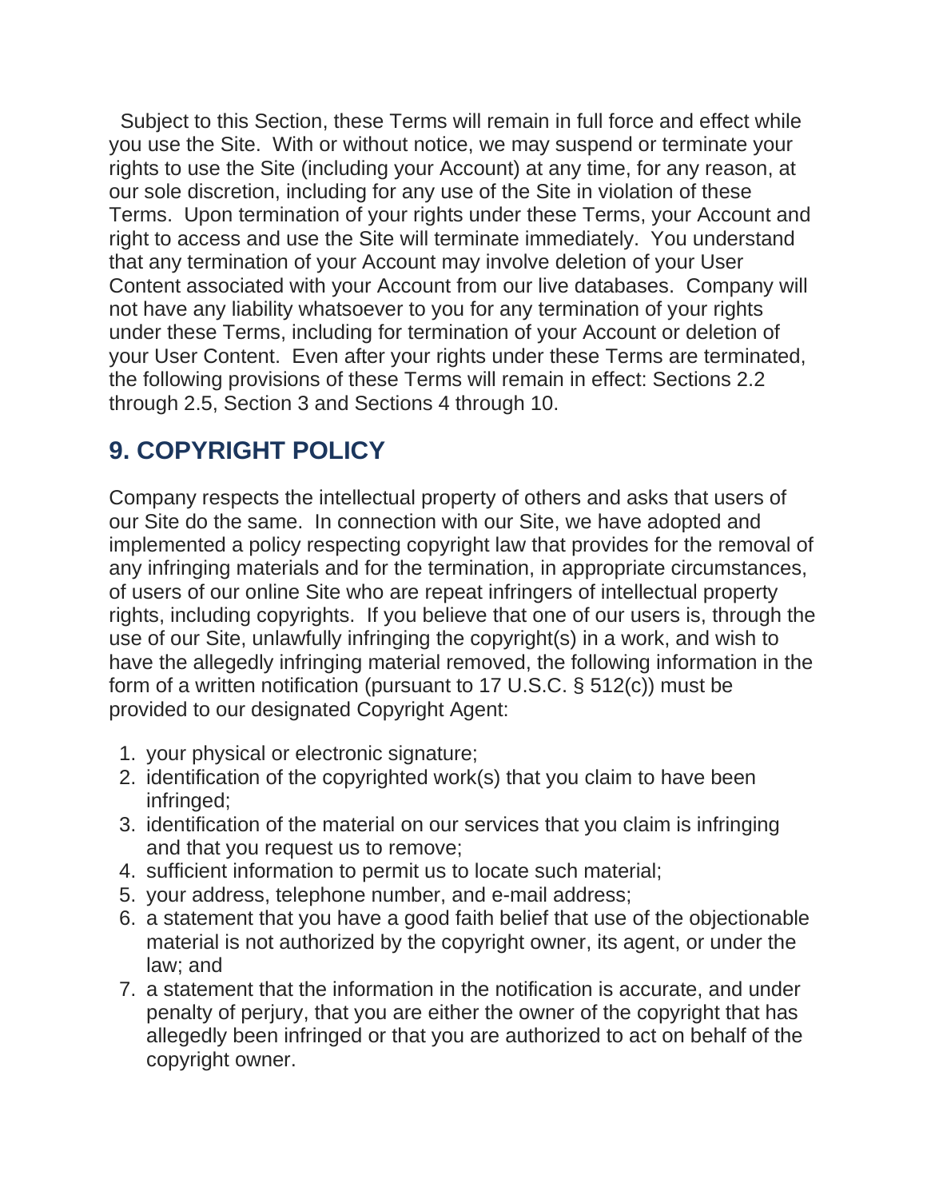Subject to this Section, these Terms will remain in full force and effect while you use the Site. With or without notice, we may suspend or terminate your rights to use the Site (including your Account) at any time, for any reason, at our sole discretion, including for any use of the Site in violation of these Terms. Upon termination of your rights under these Terms, your Account and right to access and use the Site will terminate immediately. You understand that any termination of your Account may involve deletion of your User Content associated with your Account from our live databases. Company will not have any liability whatsoever to you for any termination of your rights under these Terms, including for termination of your Account or deletion of your User Content. Even after your rights under these Terms are terminated, the following provisions of these Terms will remain in effect: Sections 2.2 through 2.5, Section 3 and Sections 4 through 10.

## 9. COPYRIGHT POLICY

Company respects the intellectual property of others and asks that users of our Site do the same. In connection with our Site, we have adopted and implemented a policy respecting copyright law that provides for the removal of any infringing materials and for the termination, in appropriate circumstances, of users of our online Site who are repeat infringers of intellectual property rights, including copyrights. If you believe that one of our users is, through the use of our Site, unlawfully infringing the copyright(s) in a work, and wish to have the allegedly infringing material removed, the following information in the form of a written notification (pursuant to 17 U.S.C. § 512(c)) must be provided to our designated Copyright Agent:

1. your physical or electronic signature;
2. identification of the copyrighted work(s) that you claim to have been infringed;
3. identification of the material on our services that you claim is infringing and that you request us to remove;
4. sufficient information to permit us to locate such material;
5. your address, telephone number, and e-mail address;
6. a statement that you have a good faith belief that use of the objectionable material is not authorized by the copyright owner, its agent, or under the law; and
7. a statement that the information in the notification is accurate, and under penalty of perjury, that you are either the owner of the copyright that has allegedly been infringed or that you are authorized to act on behalf of the copyright owner.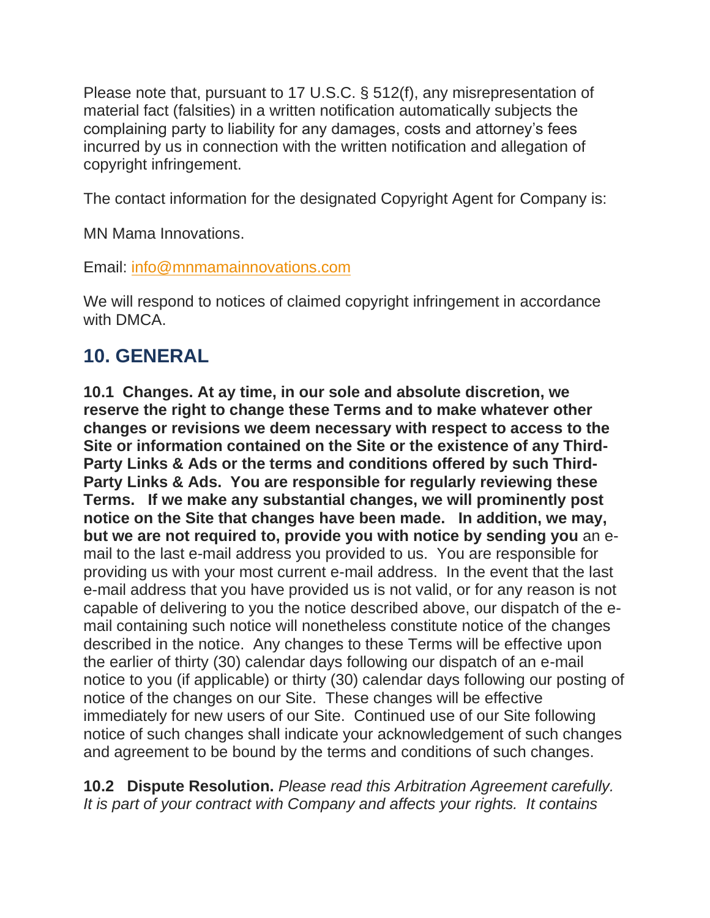Please note that, pursuant to 17 U.S.C. § 512(f), any misrepresentation of material fact (falsities) in a written notification automatically subjects the complaining party to liability for any damages, costs and attorney's fees incurred by us in connection with the written notification and allegation of copyright infringement.

The contact information for the designated Copyright Agent for Company is:

MN Mama Innovations.

Email: info@mnmamainnovations.com

We will respond to notices of claimed copyright infringement in accordance with DMCA.

## 10. GENERAL

**10.1 Changes. At ay time, in our sole and absolute discretion, we reserve the right to change these Terms and to make whatever other changes or revisions we deem necessary with respect to access to the Site or information contained on the Site or the existence of any Third-Party Links & Ads or the terms and conditions offered by such Third-Party Links & Ads. You are responsible for regularly reviewing these Terms. If we make any substantial changes, we will prominently post notice on the Site that changes have been made. In addition, we may, but we are not required to, provide you with notice by sending you** an e-mail to the last e-mail address you provided to us. You are responsible for providing us with your most current e-mail address. In the event that the last e-mail address that you have provided us is not valid, or for any reason is not capable of delivering to you the notice described above, our dispatch of the e-mail containing such notice will nonetheless constitute notice of the changes described in the notice. Any changes to these Terms will be effective upon the earlier of thirty (30) calendar days following our dispatch of an e-mail notice to you (if applicable) or thirty (30) calendar days following our posting of notice of the changes on our Site. These changes will be effective immediately for new users of our Site. Continued use of our Site following notice of such changes shall indicate your acknowledgement of such changes and agreement to be bound by the terms and conditions of such changes.

**10.2 Dispute Resolution.** *Please read this Arbitration Agreement carefully. It is part of your contract with Company and affects your rights. It contains*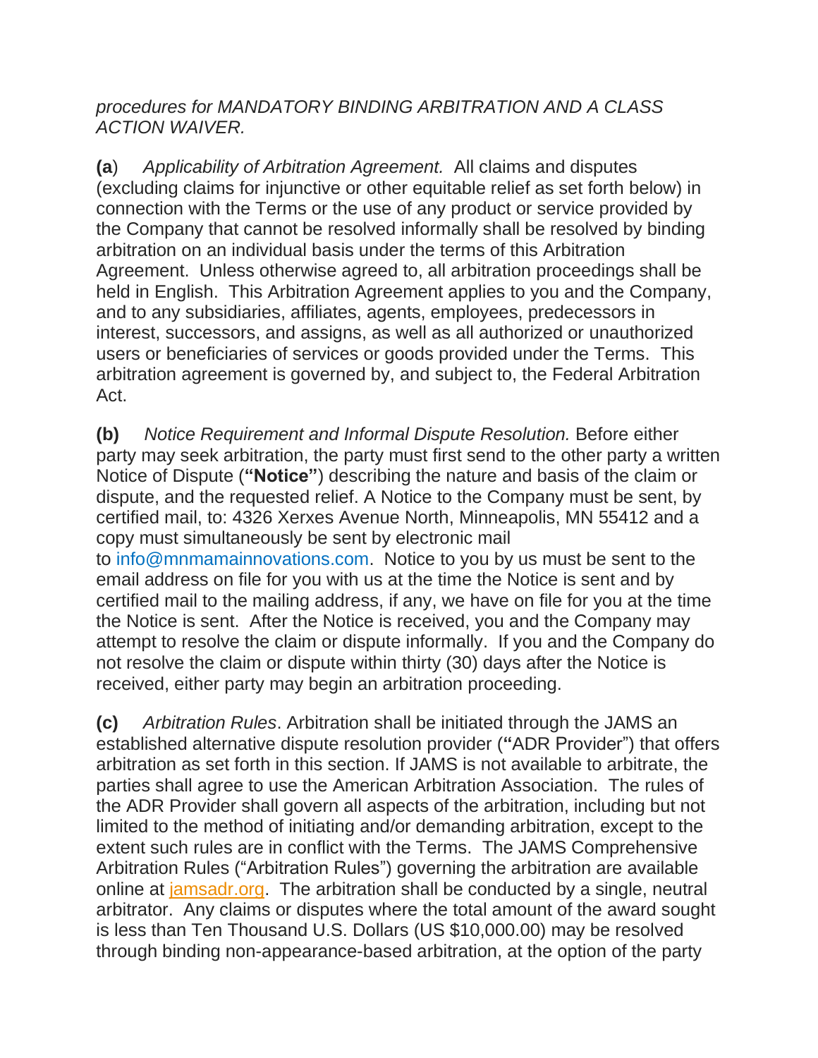*procedures for MANDATORY BINDING ARBITRATION AND A CLASS ACTION WAIVER.*

**(a**) *Applicability of Arbitration Agreement.* All claims and disputes (excluding claims for injunctive or other equitable relief as set forth below) in connection with the Terms or the use of any product or service provided by the Company that cannot be resolved informally shall be resolved by binding arbitration on an individual basis under the terms of this Arbitration Agreement. Unless otherwise agreed to, all arbitration proceedings shall be held in English. This Arbitration Agreement applies to you and the Company, and to any subsidiaries, affiliates, agents, employees, predecessors in interest, successors, and assigns, as well as all authorized or unauthorized users or beneficiaries of services or goods provided under the Terms. This arbitration agreement is governed by, and subject to, the Federal Arbitration Act.

**(b)** *Notice Requirement and Informal Dispute Resolution.* Before either party may seek arbitration, the party must first send to the other party a written Notice of Dispute (**"Notice"**) describing the nature and basis of the claim or dispute, and the requested relief. A Notice to the Company must be sent, by certified mail, to: 4326 Xerxes Avenue North, Minneapolis, MN 55412 and a copy must simultaneously be sent by electronic mail to info@mnmamainnovations.com. Notice to you by us must be sent to the email address on file for you with us at the time the Notice is sent and by certified mail to the mailing address, if any, we have on file for you at the time the Notice is sent. After the Notice is received, you and the Company may attempt to resolve the claim or dispute informally. If you and the Company do not resolve the claim or dispute within thirty (30) days after the Notice is received, either party may begin an arbitration proceeding.

**(c)** *Arbitration Rules*. Arbitration shall be initiated through the JAMS an established alternative dispute resolution provider (**"**ADR Provider") that offers arbitration as set forth in this section. If JAMS is not available to arbitrate, the parties shall agree to use the American Arbitration Association. The rules of the ADR Provider shall govern all aspects of the arbitration, including but not limited to the method of initiating and/or demanding arbitration, except to the extent such rules are in conflict with the Terms. The JAMS Comprehensive Arbitration Rules ("Arbitration Rules") governing the arbitration are available online at jamsadr.org. The arbitration shall be conducted by a single, neutral arbitrator. Any claims or disputes where the total amount of the award sought is less than Ten Thousand U.S. Dollars (US $10,000.00) may be resolved through binding non-appearance-based arbitration, at the option of the party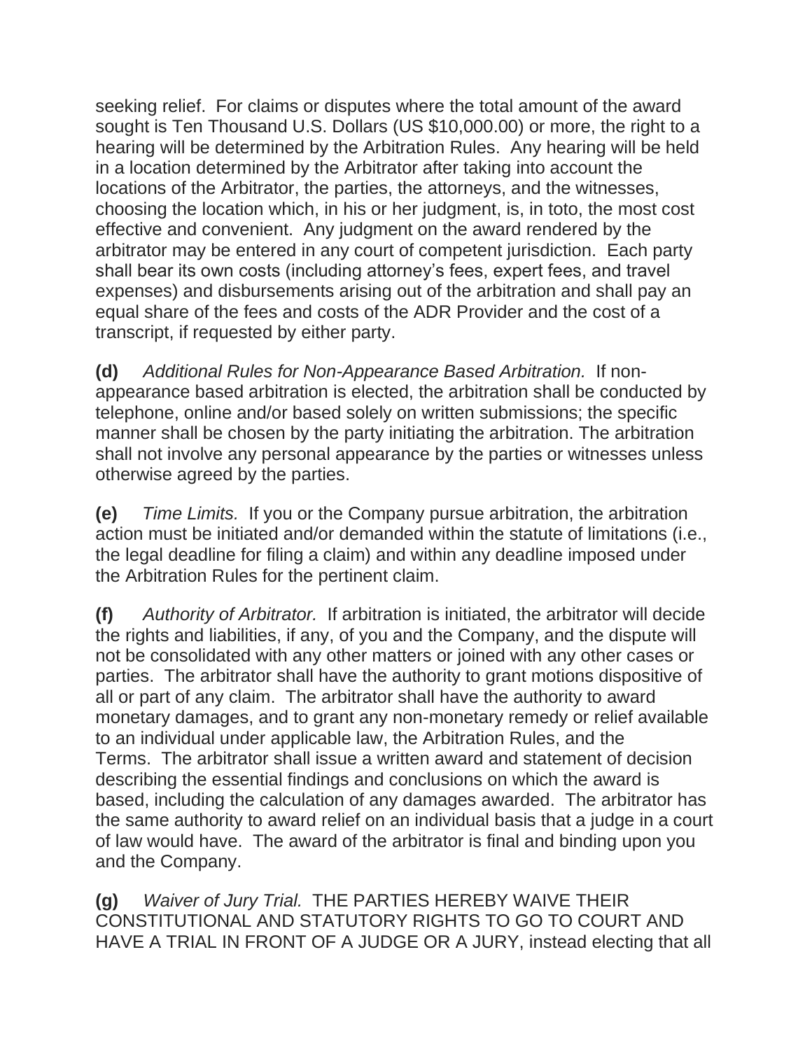seeking relief. For claims or disputes where the total amount of the award sought is Ten Thousand U.S. Dollars (US $10,000.00) or more, the right to a hearing will be determined by the Arbitration Rules. Any hearing will be held in a location determined by the Arbitrator after taking into account the locations of the Arbitrator, the parties, the attorneys, and the witnesses, choosing the location which, in his or her judgment, is, in toto, the most cost effective and convenient. Any judgment on the award rendered by the arbitrator may be entered in any court of competent jurisdiction. Each party shall bear its own costs (including attorney's fees, expert fees, and travel expenses) and disbursements arising out of the arbitration and shall pay an equal share of the fees and costs of the ADR Provider and the cost of a transcript, if requested by either party.

**(d)** *Additional Rules for Non-Appearance Based Arbitration.* If non-appearance based arbitration is elected, the arbitration shall be conducted by telephone, online and/or based solely on written submissions; the specific manner shall be chosen by the party initiating the arbitration. The arbitration shall not involve any personal appearance by the parties or witnesses unless otherwise agreed by the parties.

**(e)** *Time Limits.* If you or the Company pursue arbitration, the arbitration action must be initiated and/or demanded within the statute of limitations (i.e., the legal deadline for filing a claim) and within any deadline imposed under the Arbitration Rules for the pertinent claim.

**(f)** *Authority of Arbitrator.* If arbitration is initiated, the arbitrator will decide the rights and liabilities, if any, of you and the Company, and the dispute will not be consolidated with any other matters or joined with any other cases or parties. The arbitrator shall have the authority to grant motions dispositive of all or part of any claim. The arbitrator shall have the authority to award monetary damages, and to grant any non-monetary remedy or relief available to an individual under applicable law, the Arbitration Rules, and the Terms. The arbitrator shall issue a written award and statement of decision describing the essential findings and conclusions on which the award is based, including the calculation of any damages awarded. The arbitrator has the same authority to award relief on an individual basis that a judge in a court of law would have. The award of the arbitrator is final and binding upon you and the Company.

**(g)** *Waiver of Jury Trial.* THE PARTIES HEREBY WAIVE THEIR CONSTITUTIONAL AND STATUTORY RIGHTS TO GO TO COURT AND HAVE A TRIAL IN FRONT OF A JUDGE OR A JURY, instead electing that all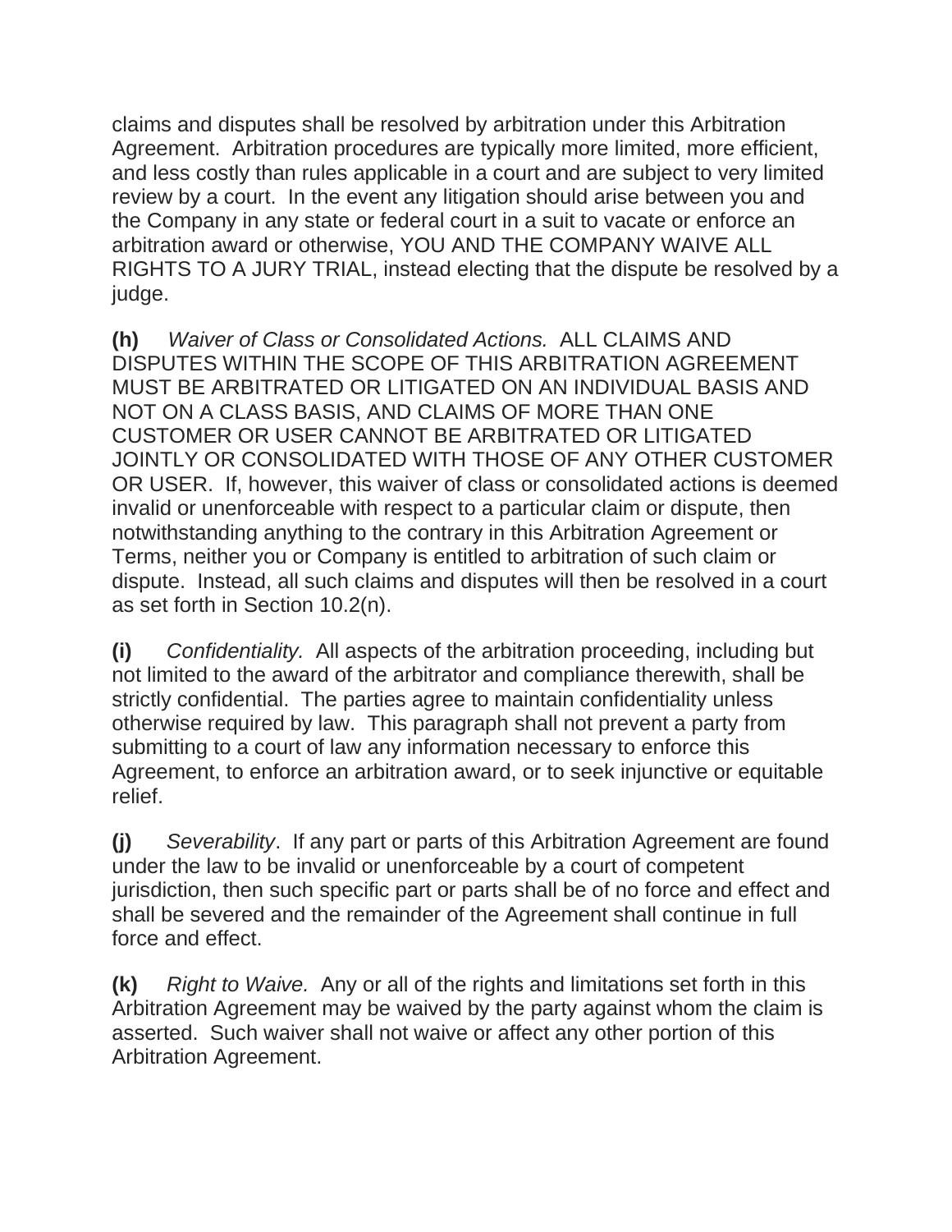claims and disputes shall be resolved by arbitration under this Arbitration Agreement. Arbitration procedures are typically more limited, more efficient, and less costly than rules applicable in a court and are subject to very limited review by a court. In the event any litigation should arise between you and the Company in any state or federal court in a suit to vacate or enforce an arbitration award or otherwise, YOU AND THE COMPANY WAIVE ALL RIGHTS TO A JURY TRIAL, instead electing that the dispute be resolved by a judge.

**(h)** *Waiver of Class or Consolidated Actions.* ALL CLAIMS AND DISPUTES WITHIN THE SCOPE OF THIS ARBITRATION AGREEMENT MUST BE ARBITRATED OR LITIGATED ON AN INDIVIDUAL BASIS AND NOT ON A CLASS BASIS, AND CLAIMS OF MORE THAN ONE CUSTOMER OR USER CANNOT BE ARBITRATED OR LITIGATED JOINTLY OR CONSOLIDATED WITH THOSE OF ANY OTHER CUSTOMER OR USER. If, however, this waiver of class or consolidated actions is deemed invalid or unenforceable with respect to a particular claim or dispute, then notwithstanding anything to the contrary in this Arbitration Agreement or Terms, neither you or Company is entitled to arbitration of such claim or dispute. Instead, all such claims and disputes will then be resolved in a court as set forth in Section 10.2(n).

**(i)** *Confidentiality.* All aspects of the arbitration proceeding, including but not limited to the award of the arbitrator and compliance therewith, shall be strictly confidential. The parties agree to maintain confidentiality unless otherwise required by law. This paragraph shall not prevent a party from submitting to a court of law any information necessary to enforce this Agreement, to enforce an arbitration award, or to seek injunctive or equitable relief.

**(j)** *Severability*. If any part or parts of this Arbitration Agreement are found under the law to be invalid or unenforceable by a court of competent jurisdiction, then such specific part or parts shall be of no force and effect and shall be severed and the remainder of the Agreement shall continue in full force and effect.

**(k)** *Right to Waive.* Any or all of the rights and limitations set forth in this Arbitration Agreement may be waived by the party against whom the claim is asserted. Such waiver shall not waive or affect any other portion of this Arbitration Agreement.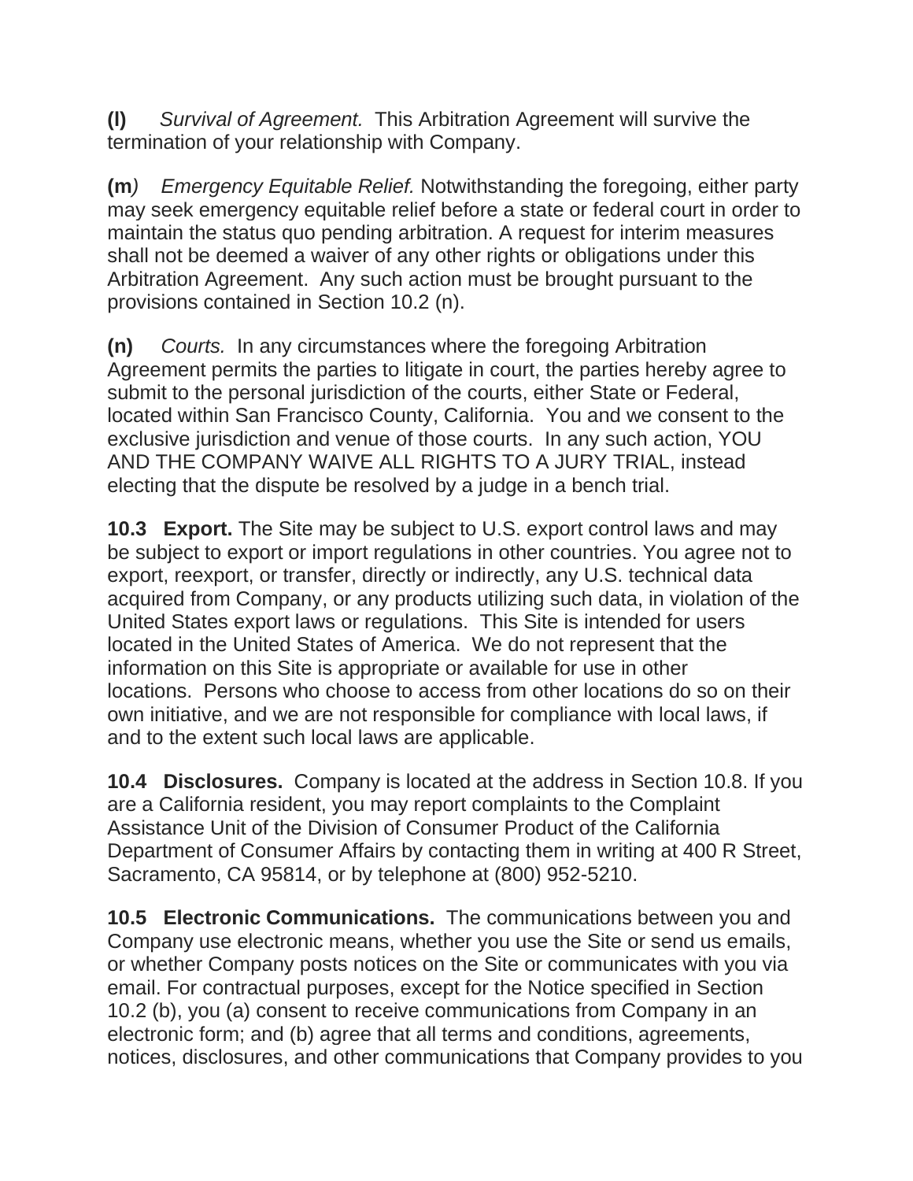**(l)** *Survival of Agreement.* This Arbitration Agreement will survive the termination of your relationship with Company.

**(m**) *Emergency Equitable Relief.* Notwithstanding the foregoing, either party may seek emergency equitable relief before a state or federal court in order to maintain the status quo pending arbitration. A request for interim measures shall not be deemed a waiver of any other rights or obligations under this Arbitration Agreement. Any such action must be brought pursuant to the provisions contained in Section 10.2 (n).

**(n)** *Courts.* In any circumstances where the foregoing Arbitration Agreement permits the parties to litigate in court, the parties hereby agree to submit to the personal jurisdiction of the courts, either State or Federal, located within San Francisco County, California. You and we consent to the exclusive jurisdiction and venue of those courts. In any such action, YOU AND THE COMPANY WAIVE ALL RIGHTS TO A JURY TRIAL, instead electing that the dispute be resolved by a judge in a bench trial.

**10.3 Export.** The Site may be subject to U.S. export control laws and may be subject to export or import regulations in other countries. You agree not to export, reexport, or transfer, directly or indirectly, any U.S. technical data acquired from Company, or any products utilizing such data, in violation of the United States export laws or regulations. This Site is intended for users located in the United States of America. We do not represent that the information on this Site is appropriate or available for use in other locations. Persons who choose to access from other locations do so on their own initiative, and we are not responsible for compliance with local laws, if and to the extent such local laws are applicable.

**10.4 Disclosures.** Company is located at the address in Section 10.8. If you are a California resident, you may report complaints to the Complaint Assistance Unit of the Division of Consumer Product of the California Department of Consumer Affairs by contacting them in writing at 400 R Street, Sacramento, CA 95814, or by telephone at (800) 952-5210.

**10.5 Electronic Communications.** The communications between you and Company use electronic means, whether you use the Site or send us emails, or whether Company posts notices on the Site or communicates with you via email. For contractual purposes, except for the Notice specified in Section 10.2 (b), you (a) consent to receive communications from Company in an electronic form; and (b) agree that all terms and conditions, agreements, notices, disclosures, and other communications that Company provides to you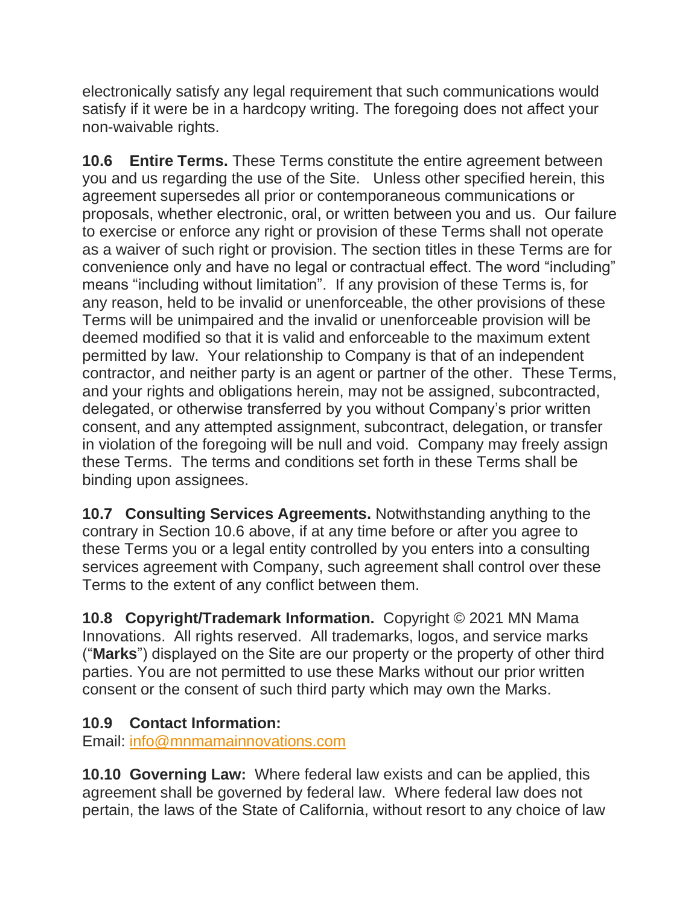electronically satisfy any legal requirement that such communications would satisfy if it were be in a hardcopy writing. The foregoing does not affect your non-waivable rights.

**10.6 Entire Terms.** These Terms constitute the entire agreement between you and us regarding the use of the Site. Unless other specified herein, this agreement supersedes all prior or contemporaneous communications or proposals, whether electronic, oral, or written between you and us. Our failure to exercise or enforce any right or provision of these Terms shall not operate as a waiver of such right or provision. The section titles in these Terms are for convenience only and have no legal or contractual effect. The word "including" means "including without limitation". If any provision of these Terms is, for any reason, held to be invalid or unenforceable, the other provisions of these Terms will be unimpaired and the invalid or unenforceable provision will be deemed modified so that it is valid and enforceable to the maximum extent permitted by law. Your relationship to Company is that of an independent contractor, and neither party is an agent or partner of the other. These Terms, and your rights and obligations herein, may not be assigned, subcontracted, delegated, or otherwise transferred by you without Company's prior written consent, and any attempted assignment, subcontract, delegation, or transfer in violation of the foregoing will be null and void. Company may freely assign these Terms. The terms and conditions set forth in these Terms shall be binding upon assignees.

**10.7 Consulting Services Agreements.** Notwithstanding anything to the contrary in Section 10.6 above, if at any time before or after you agree to these Terms you or a legal entity controlled by you enters into a consulting services agreement with Company, such agreement shall control over these Terms to the extent of any conflict between them.

**10.8 Copyright/Trademark Information.** Copyright © 2021 MN Mama Innovations. All rights reserved. All trademarks, logos, and service marks ("**Marks**") displayed on the Site are our property or the property of other third parties. You are not permitted to use these Marks without our prior written consent or the consent of such third party which may own the Marks.

**10.9 Contact Information:**
Email: info@mnmamainnovations.com

**10.10 Governing Law:** Where federal law exists and can be applied, this agreement shall be governed by federal law. Where federal law does not pertain, the laws of the State of California, without resort to any choice of law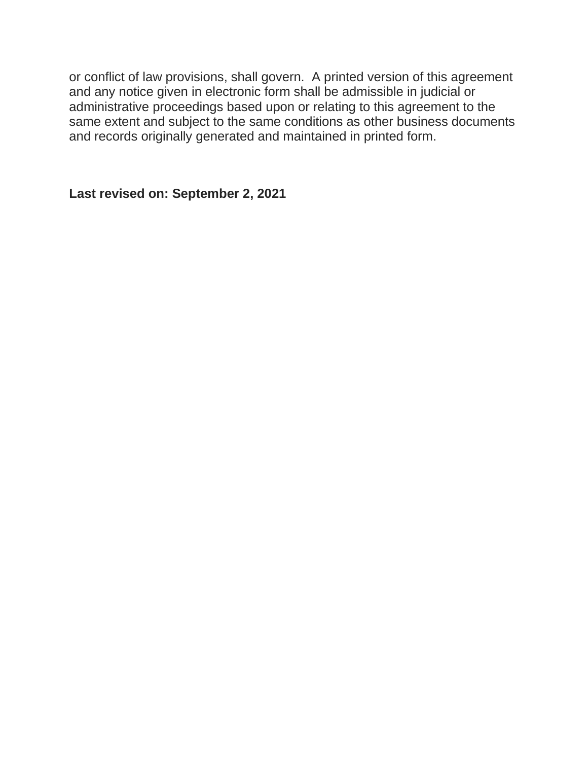or conflict of law provisions, shall govern. A printed version of this agreement and any notice given in electronic form shall be admissible in judicial or administrative proceedings based upon or relating to this agreement to the same extent and subject to the same conditions as other business documents and records originally generated and maintained in printed form.

**Last revised on: September 2, 2021**